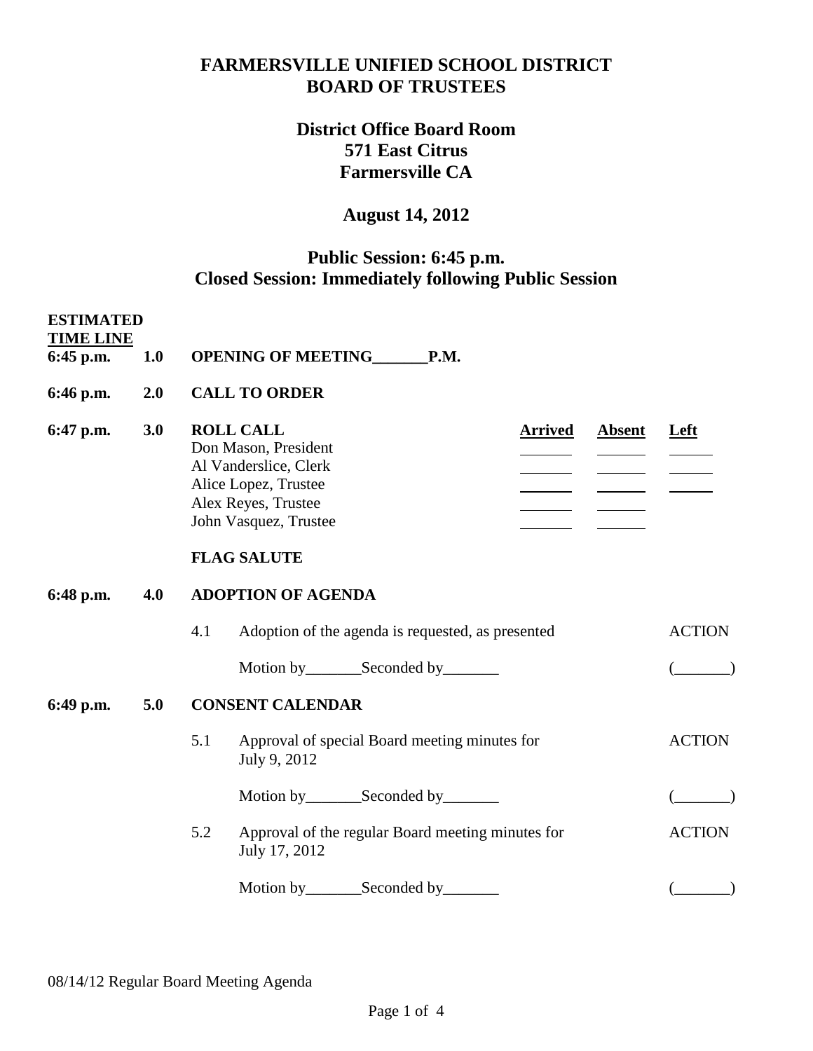# FARMERSVILLE UNIFIED SCHOOL DISTRICT
# BOARD OF TRUSTEES

## District Office Board Room
## 571 East Citrus
## Farmersville CA

## August 14, 2012

## Public Session: 6:45 p.m.
## Closed Session: Immediately following Public Session

**ESTIMATED TIME LINE**

**6:45 p.m.** **1.0** **OPENING OF MEETING_______P.M.**

**6:46 p.m.** **2.0** **CALL TO ORDER**

**6:47 p.m.** **3.0** **ROLL CALL**

| | Arrived | Absent | Left |
|---|---|---|---|
| Don Mason, President | _______ | _______ | ______ |
| Al Vanderslice, Clerk | _______ | _______ | ______ |
| Alice Lopez, Trustee | _______ | _______ | ______ |
| Alex Reyes, Trustee | _______ | _______ | |
| John Vasquez, Trustee | _______ | _______ | |

**FLAG SALUTE**

**6:48 p.m.** **4.0** **ADOPTION OF AGENDA**

4.1 Adoption of the agenda is requested, as presented — ACTION

Motion by_______Seconded by_______ (_______)

**6:49 p.m.** **5.0** **CONSENT CALENDAR**

5.1 Approval of special Board meeting minutes for July 9, 2012 — ACTION

Motion by_______Seconded by_______ (_______)

5.2 Approval of the regular Board meeting minutes for July 17, 2012 — ACTION

Motion by_______Seconded by_______ (_______)

08/14/12 Regular Board Meeting Agenda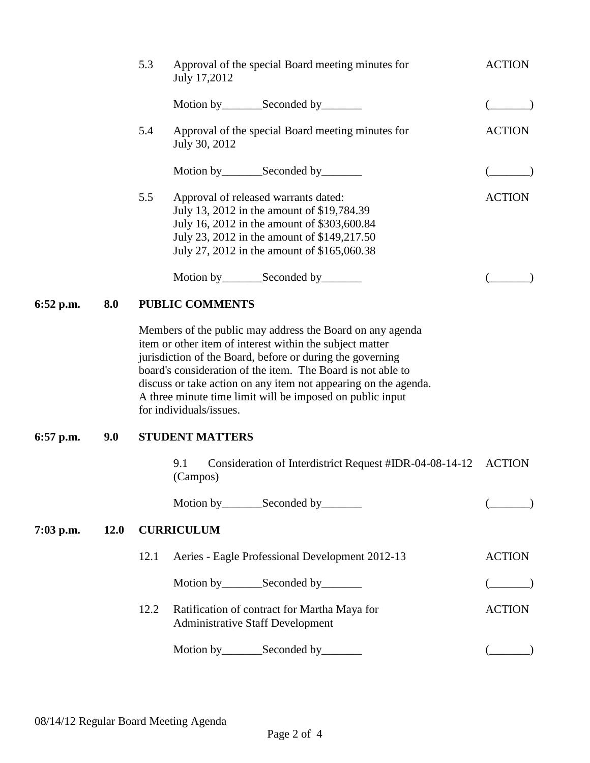5.3 Approval of the special Board meeting minutes for July 17,2012 — ACTION

Motion by_______Seconded by_______ (_______)

5.4 Approval of the special Board meeting minutes for July 30, 2012 — ACTION

Motion by_______Seconded by_______ (_______)

5.5 Approval of released warrants dated: — ACTION
July 13, 2012 in the amount of $19,784.39
July 16, 2012 in the amount of $303,600.84
July 23, 2012 in the amount of $149,217.50
July 27, 2012 in the amount of $165,060.38

Motion by_______Seconded by_______ (_______)

**6:52 p.m. 8.0 PUBLIC COMMENTS**

Members of the public may address the Board on any agenda item or other item of interest within the subject matter jurisdiction of the Board, before or during the governing board's consideration of the item. The Board is not able to discuss or take action on any item not appearing on the agenda. A three minute time limit will be imposed on public input for individuals/issues.

**6:57 p.m. 9.0 STUDENT MATTERS**

9.1 Consideration of Interdistrict Request #IDR-04-08-14-12 (Campos) — ACTION

Motion by_______Seconded by_______ (_______)

**7:03 p.m. 12.0 CURRICULUM**

12.1 Aeries - Eagle Professional Development 2012-13 — ACTION

Motion by_______Seconded by_______ (_______)

12.2 Ratification of contract for Martha Maya for Administrative Staff Development — ACTION

Motion by_______Seconded by_______ (_______)

08/14/12 Regular Board Meeting Agenda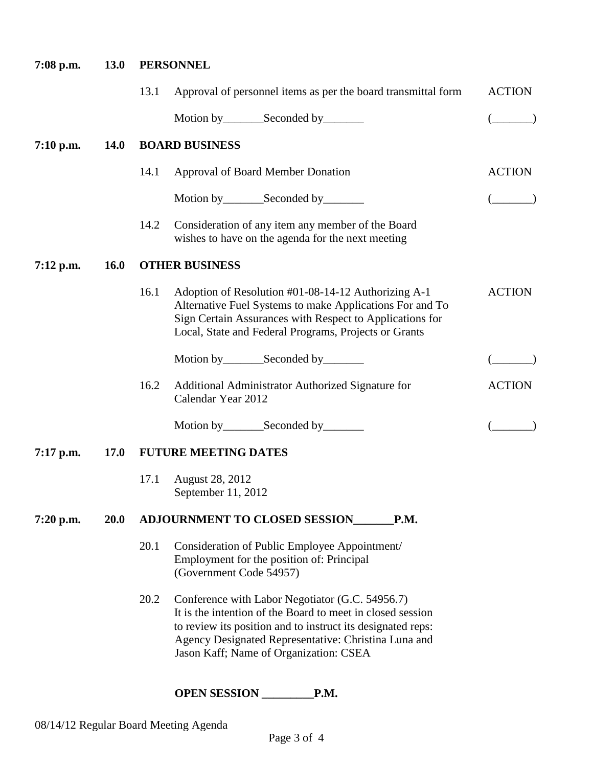**7:08 p.m. 13.0 PERSONNEL**

13.1 Approval of personnel items as per the board transmittal form — ACTION

Motion by_______Seconded by_______ (_______)

**7:10 p.m. 14.0 BOARD BUSINESS**

14.1 Approval of Board Member Donation — ACTION

Motion by_______Seconded by_______ (_______)

14.2 Consideration of any item any member of the Board wishes to have on the agenda for the next meeting

**7:12 p.m. 16.0 OTHER BUSINESS**

16.1 Adoption of Resolution #01-08-14-12 Authorizing A-1 Alternative Fuel Systems to make Applications For and To Sign Certain Assurances with Respect to Applications for Local, State and Federal Programs, Projects or Grants — ACTION

Motion by_______Seconded by_______ (_______)

16.2 Additional Administrator Authorized Signature for Calendar Year 2012 — ACTION

Motion by_______Seconded by_______ (_______)

**7:17 p.m. 17.0 FUTURE MEETING DATES**

17.1 August 28, 2012
September 11, 2012

**7:20 p.m. 20.0 ADJOURNMENT TO CLOSED SESSION_______P.M.**

20.1 Consideration of Public Employee Appointment/ Employment for the position of: Principal (Government Code 54957)

20.2 Conference with Labor Negotiator (G.C. 54956.7) It is the intention of the Board to meet in closed session to review its position and to instruct its designated reps: Agency Designated Representative: Christina Luna and Jason Kaff; Name of Organization: CSEA

**OPEN SESSION _________P.M.**

08/14/12 Regular Board Meeting Agenda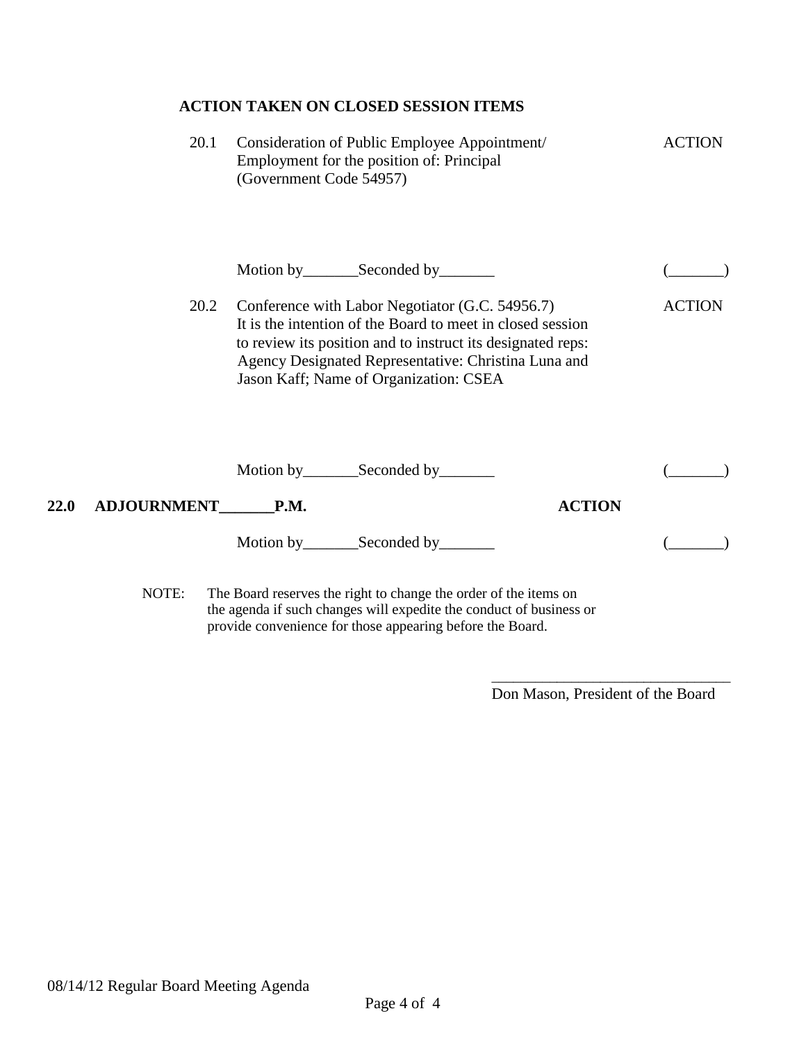**ACTION TAKEN ON CLOSED SESSION ITEMS**

20.1 Consideration of Public Employee Appointment/ Employment for the position of: Principal (Government Code 54957) — ACTION

Motion by_______Seconded by_______ (_______)

20.2 Conference with Labor Negotiator (G.C. 54956.7) It is the intention of the Board to meet in closed session to review its position and to instruct its designated reps: Agency Designated Representative: Christina Luna and Jason Kaff; Name of Organization: CSEA — ACTION

Motion by_______Seconded by_______ (_______)

**22.0 ADJOURNMENT_______P.M.** — **ACTION**

Motion by_______Seconded by_______ (_______)

NOTE: The Board reserves the right to change the order of the items on the agenda if such changes will expedite the conduct of business or provide convenience for those appearing before the Board.

_______________________________
Don Mason, President of the Board

08/14/12 Regular Board Meeting Agenda